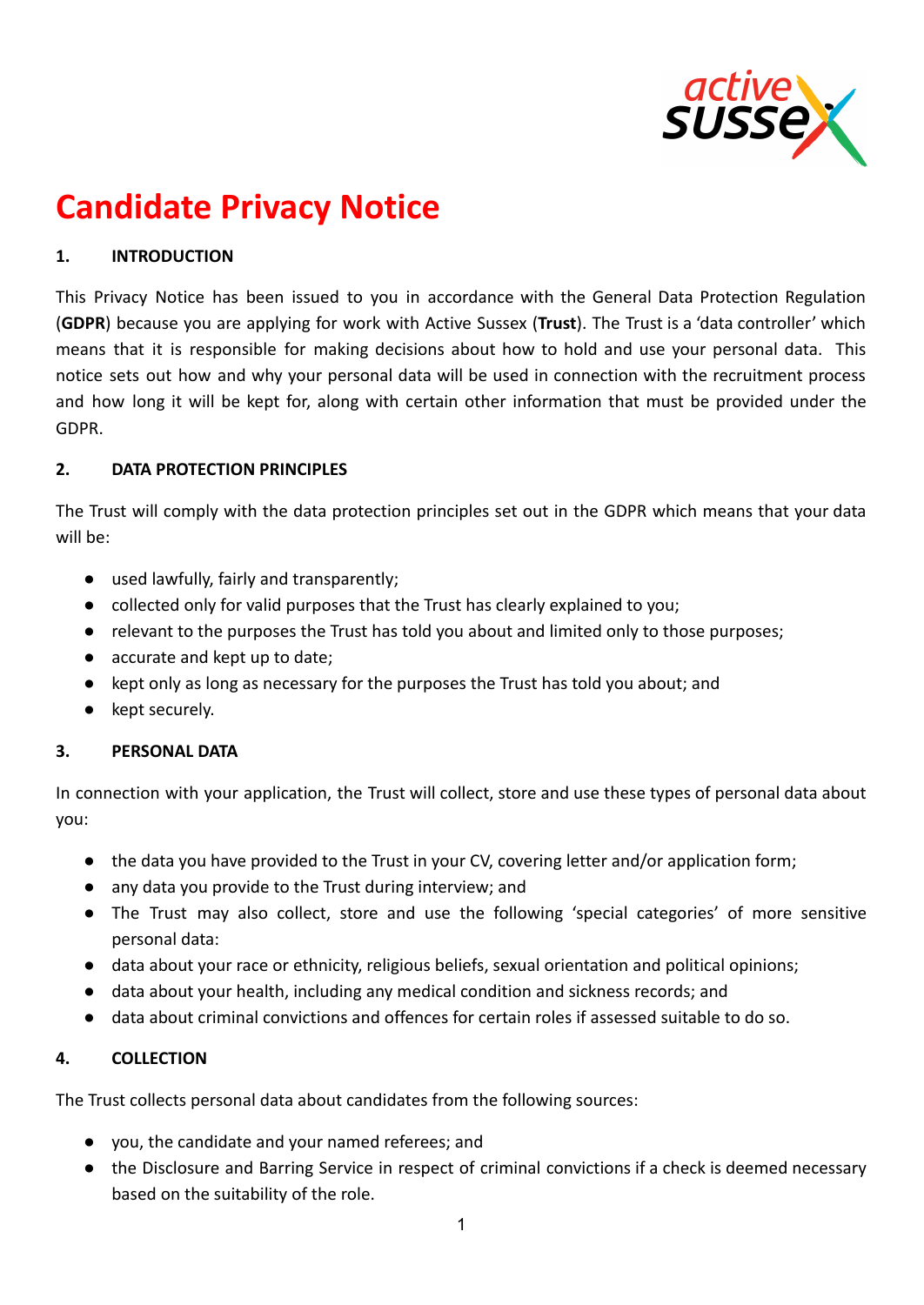# Candidate Privacy Notice

## 1. INTRODUCTION

This Privacy Notice has been issued to you in accordance with the General Data Protection Regulation (**GDPR**) because you are applying for work with Active Sussex (**Trust**). The Trust is a 'data controller' which means that it is responsible for making decisions about how to hold and use your personal data. This notice sets out how and why your personal data will be used in connection with the recruitment process and how long it will be kept for, along with certain other information that must be provided under the GDPR.

## 2. DATA PROTECTION PRINCIPLES

The Trust will comply with the data protection principles set out in the GDPR which means that your data will be:

- used lawfully, fairly and transparently;
- collected only for valid purposes that the Trust has clearly explained to you;
- relevant to the purposes the Trust has told you about and limited only to those purposes;
- accurate and kept up to date;
- kept only as long as necessary for the purposes the Trust has told you about; and
- kept securely.

## 3. PERSONAL DATA

In connection with your application, the Trust will collect, store and use these types of personal data about you:

- the data you have provided to the Trust in your CV, covering letter and/or application form;
- any data you provide to the Trust during interview; and
- The Trust may also collect, store and use the following 'special categories' of more sensitive personal data:
- data about your race or ethnicity, religious beliefs, sexual orientation and political opinions;
- data about your health, including any medical condition and sickness records; and
- data about criminal convictions and offences for certain roles if assessed suitable to do so.

## 4. COLLECTION

The Trust collects personal data about candidates from the following sources:

- you, the candidate and your named referees; and
- the Disclosure and Barring Service in respect of criminal convictions if a check is deemed necessary based on the suitability of the role.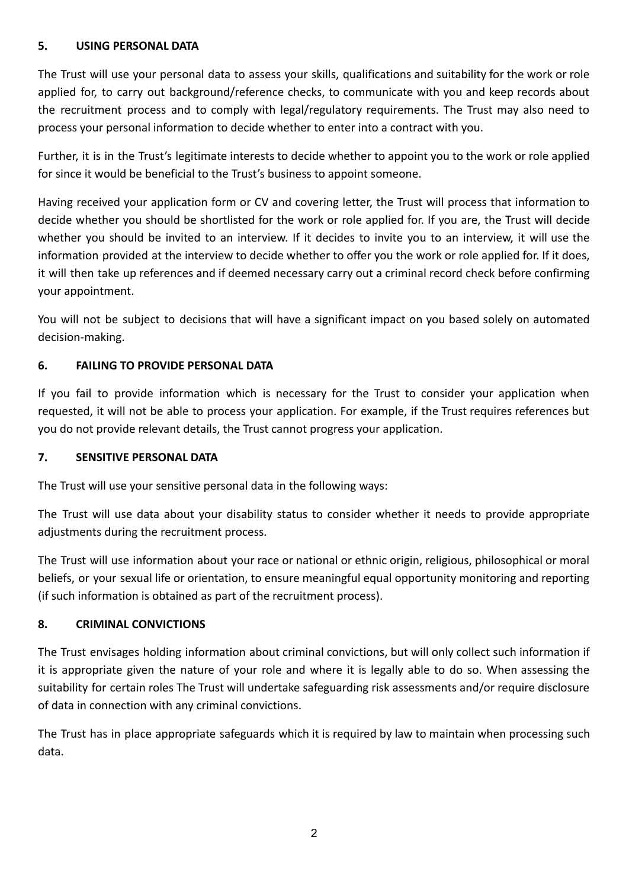## 5. USING PERSONAL DATA

The Trust will use your personal data to assess your skills, qualifications and suitability for the work or role applied for, to carry out background/reference checks, to communicate with you and keep records about the recruitment process and to comply with legal/regulatory requirements. The Trust may also need to process your personal information to decide whether to enter into a contract with you.

Further, it is in the Trust's legitimate interests to decide whether to appoint you to the work or role applied for since it would be beneficial to the Trust's business to appoint someone.

Having received your application form or CV and covering letter, the Trust will process that information to decide whether you should be shortlisted for the work or role applied for. If you are, the Trust will decide whether you should be invited to an interview. If it decides to invite you to an interview, it will use the information provided at the interview to decide whether to offer you the work or role applied for. If it does, it will then take up references and if deemed necessary carry out a criminal record check before confirming your appointment.

You will not be subject to decisions that will have a significant impact on you based solely on automated decision-making.

## 6. FAILING TO PROVIDE PERSONAL DATA

If you fail to provide information which is necessary for the Trust to consider your application when requested, it will not be able to process your application. For example, if the Trust requires references but you do not provide relevant details, the Trust cannot progress your application.

## 7. SENSITIVE PERSONAL DATA

The Trust will use your sensitive personal data in the following ways:

The Trust will use data about your disability status to consider whether it needs to provide appropriate adjustments during the recruitment process.

The Trust will use information about your race or national or ethnic origin, religious, philosophical or moral beliefs, or your sexual life or orientation, to ensure meaningful equal opportunity monitoring and reporting (if such information is obtained as part of the recruitment process).

## 8. CRIMINAL CONVICTIONS

The Trust envisages holding information about criminal convictions, but will only collect such information if it is appropriate given the nature of your role and where it is legally able to do so. When assessing the suitability for certain roles The Trust will undertake safeguarding risk assessments and/or require disclosure of data in connection with any criminal convictions.

The Trust has in place appropriate safeguards which it is required by law to maintain when processing such data.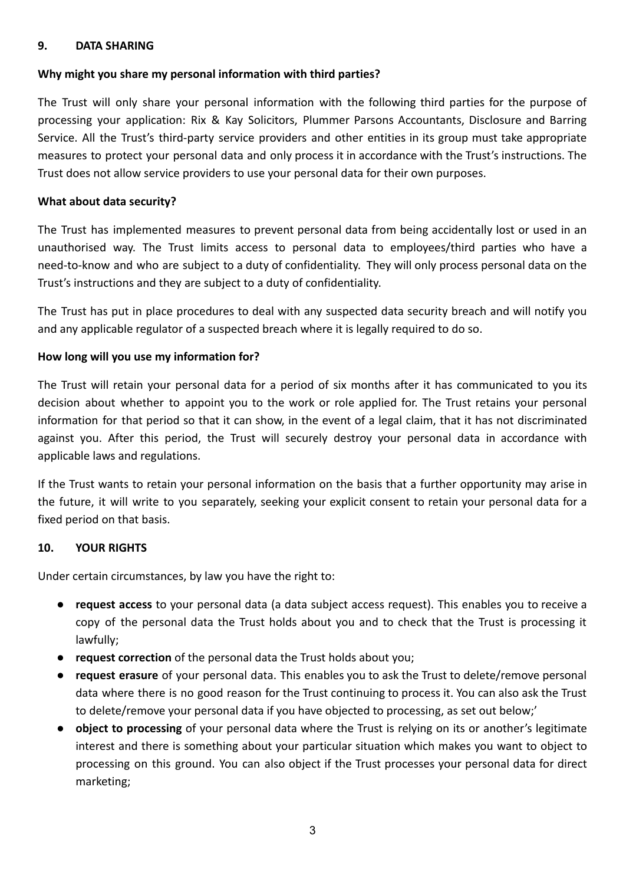## 9. DATA SHARING

**Why might you share my personal information with third parties?**

The Trust will only share your personal information with the following third parties for the purpose of processing your application: Rix & Kay Solicitors, Plummer Parsons Accountants, Disclosure and Barring Service. All the Trust's third-party service providers and other entities in its group must take appropriate measures to protect your personal data and only process it in accordance with the Trust's instructions. The Trust does not allow service providers to use your personal data for their own purposes.

**What about data security?**

The Trust has implemented measures to prevent personal data from being accidentally lost or used in an unauthorised way. The Trust limits access to personal data to employees/third parties who have a need-to-know and who are subject to a duty of confidentiality. They will only process personal data on the Trust's instructions and they are subject to a duty of confidentiality.

The Trust has put in place procedures to deal with any suspected data security breach and will notify you and any applicable regulator of a suspected breach where it is legally required to do so.

**How long will you use my information for?**

The Trust will retain your personal data for a period of six months after it has communicated to you its decision about whether to appoint you to the work or role applied for. The Trust retains your personal information for that period so that it can show, in the event of a legal claim, that it has not discriminated against you. After this period, the Trust will securely destroy your personal data in accordance with applicable laws and regulations.

If the Trust wants to retain your personal information on the basis that a further opportunity may arise in the future, it will write to you separately, seeking your explicit consent to retain your personal data for a fixed period on that basis.

## 10. YOUR RIGHTS

Under certain circumstances, by law you have the right to:

- **request access** to your personal data (a data subject access request). This enables you to receive a copy of the personal data the Trust holds about you and to check that the Trust is processing it lawfully;
- **request correction** of the personal data the Trust holds about you;
- **request erasure** of your personal data. This enables you to ask the Trust to delete/remove personal data where there is no good reason for the Trust continuing to process it. You can also ask the Trust to delete/remove your personal data if you have objected to processing, as set out below;'
- **object to processing** of your personal data where the Trust is relying on its or another's legitimate interest and there is something about your particular situation which makes you want to object to processing on this ground. You can also object if the Trust processes your personal data for direct marketing;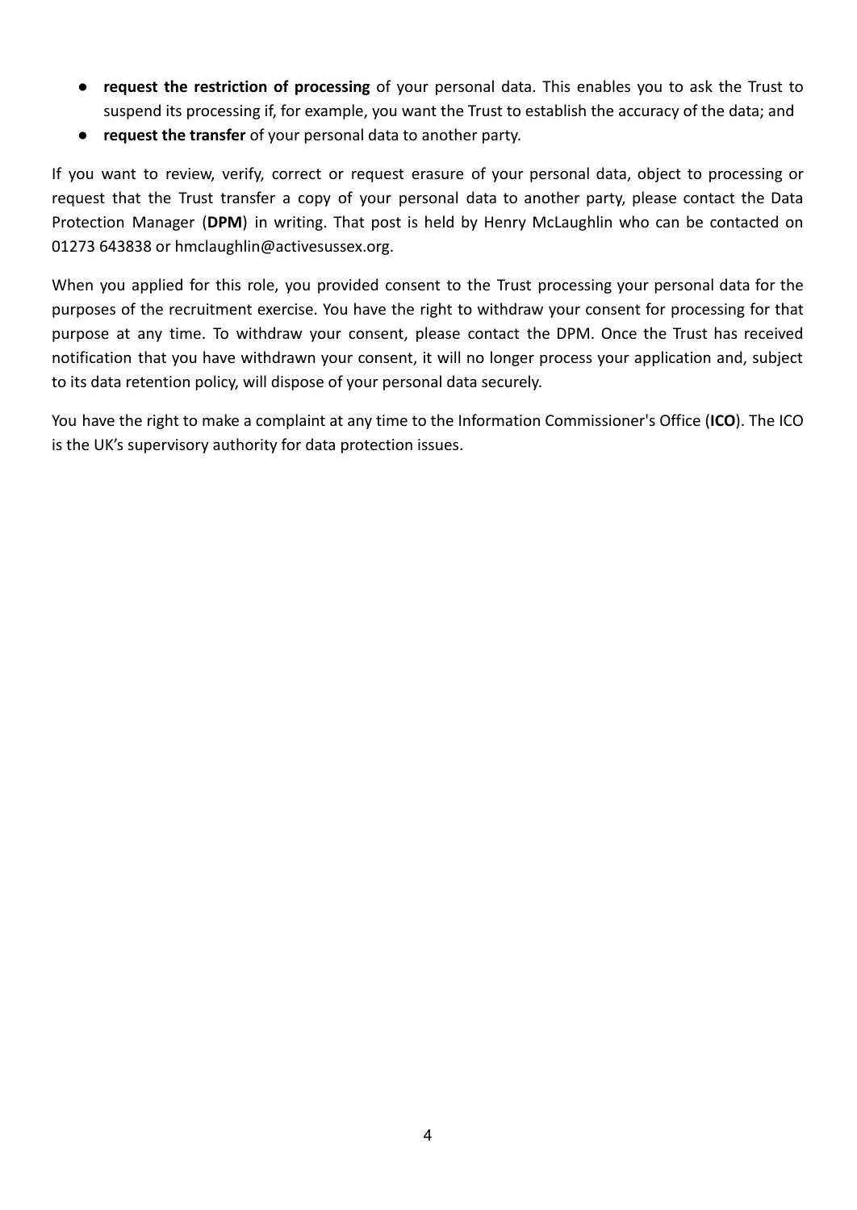- **request the restriction of processing** of your personal data. This enables you to ask the Trust to suspend its processing if, for example, you want the Trust to establish the accuracy of the data; and
- **request the transfer** of your personal data to another party.

If you want to review, verify, correct or request erasure of your personal data, object to processing or request that the Trust transfer a copy of your personal data to another party, please contact the Data Protection Manager (**DPM**) in writing. That post is held by Henry McLaughlin who can be contacted on 01273 643838 or hmclaughlin@activesussex.org.

When you applied for this role, you provided consent to the Trust processing your personal data for the purposes of the recruitment exercise. You have the right to withdraw your consent for processing for that purpose at any time. To withdraw your consent, please contact the DPM. Once the Trust has received notification that you have withdrawn your consent, it will no longer process your application and, subject to its data retention policy, will dispose of your personal data securely.

You have the right to make a complaint at any time to the Information Commissioner's Office (**ICO**). The ICO is the UK's supervisory authority for data protection issues.